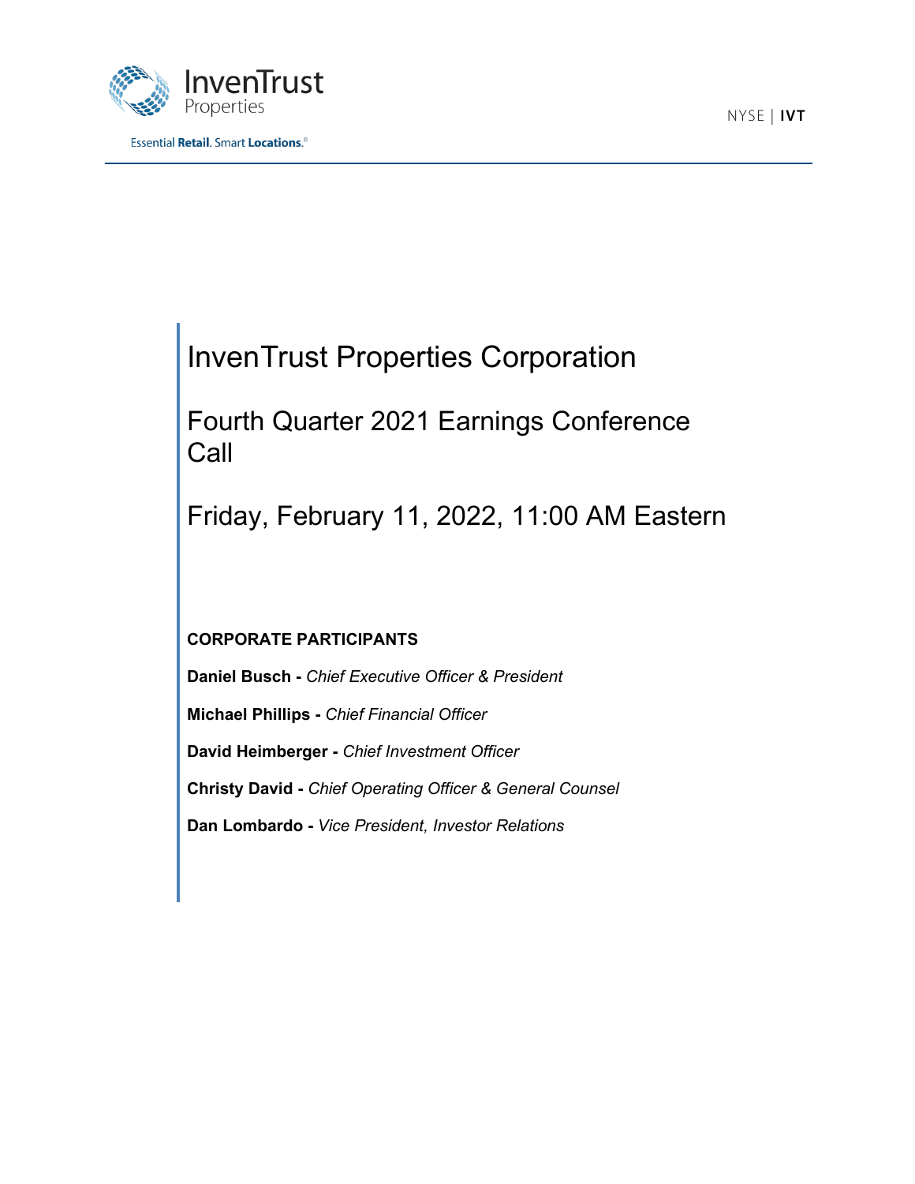InvenTrust Properties

Essential **Retail**. Smart **Locations**.®

NYSE | **IVT**

# InvenTrust Properties Corporation

## Fourth Quarter 2021 Earnings Conference Call

## Friday, February 11, 2022, 11:00 AM Eastern

**CORPORATE PARTICIPANTS**

**Daniel Busch -** *Chief Executive Officer & President*

**Michael Phillips -** *Chief Financial Officer*

**David Heimberger -** *Chief Investment Officer*

**Christy David -** *Chief Operating Officer & General Counsel*

**Dan Lombardo -** *Vice President, Investor Relations*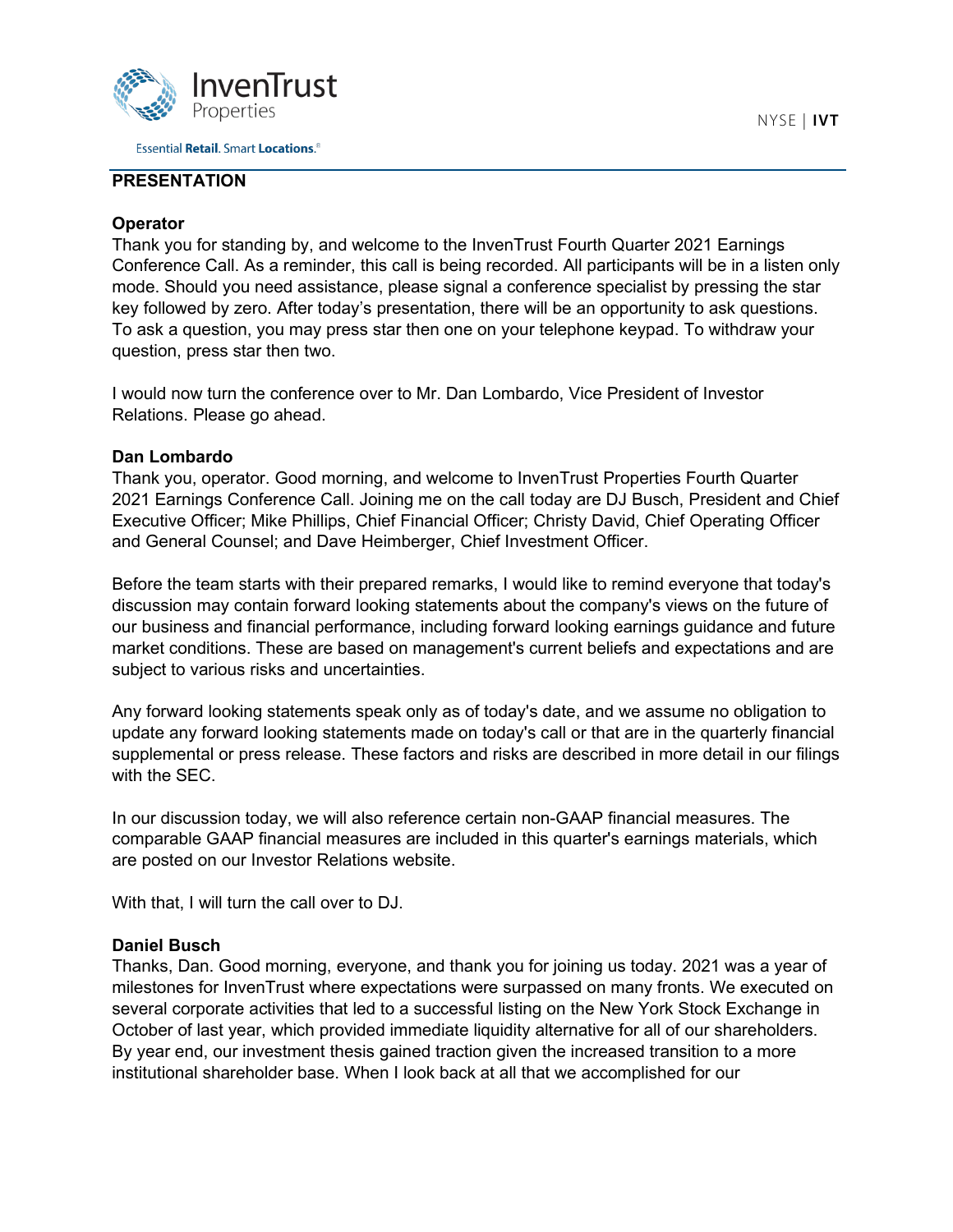## PRESENTATION

**Operator**

Thank you for standing by, and welcome to the InvenTrust Fourth Quarter 2021 Earnings Conference Call. As a reminder, this call is being recorded. All participants will be in a listen only mode. Should you need assistance, please signal a conference specialist by pressing the star key followed by zero. After today's presentation, there will be an opportunity to ask questions. To ask a question, you may press star then one on your telephone keypad. To withdraw your question, press star then two.

I would now turn the conference over to Mr. Dan Lombardo, Vice President of Investor Relations. Please go ahead.

**Dan Lombardo**

Thank you, operator. Good morning, and welcome to InvenTrust Properties Fourth Quarter 2021 Earnings Conference Call. Joining me on the call today are DJ Busch, President and Chief Executive Officer; Mike Phillips, Chief Financial Officer; Christy David, Chief Operating Officer and General Counsel; and Dave Heimberger, Chief Investment Officer.

Before the team starts with their prepared remarks, I would like to remind everyone that today's discussion may contain forward looking statements about the company's views on the future of our business and financial performance, including forward looking earnings guidance and future market conditions. These are based on management's current beliefs and expectations and are subject to various risks and uncertainties.

Any forward looking statements speak only as of today's date, and we assume no obligation to update any forward looking statements made on today's call or that are in the quarterly financial supplemental or press release. These factors and risks are described in more detail in our filings with the SEC.

In our discussion today, we will also reference certain non-GAAP financial measures. The comparable GAAP financial measures are included in this quarter's earnings materials, which are posted on our Investor Relations website.

With that, I will turn the call over to DJ.

**Daniel Busch**

Thanks, Dan. Good morning, everyone, and thank you for joining us today. 2021 was a year of milestones for InvenTrust where expectations were surpassed on many fronts. We executed on several corporate activities that led to a successful listing on the New York Stock Exchange in October of last year, which provided immediate liquidity alternative for all of our shareholders. By year end, our investment thesis gained traction given the increased transition to a more institutional shareholder base. When I look back at all that we accomplished for our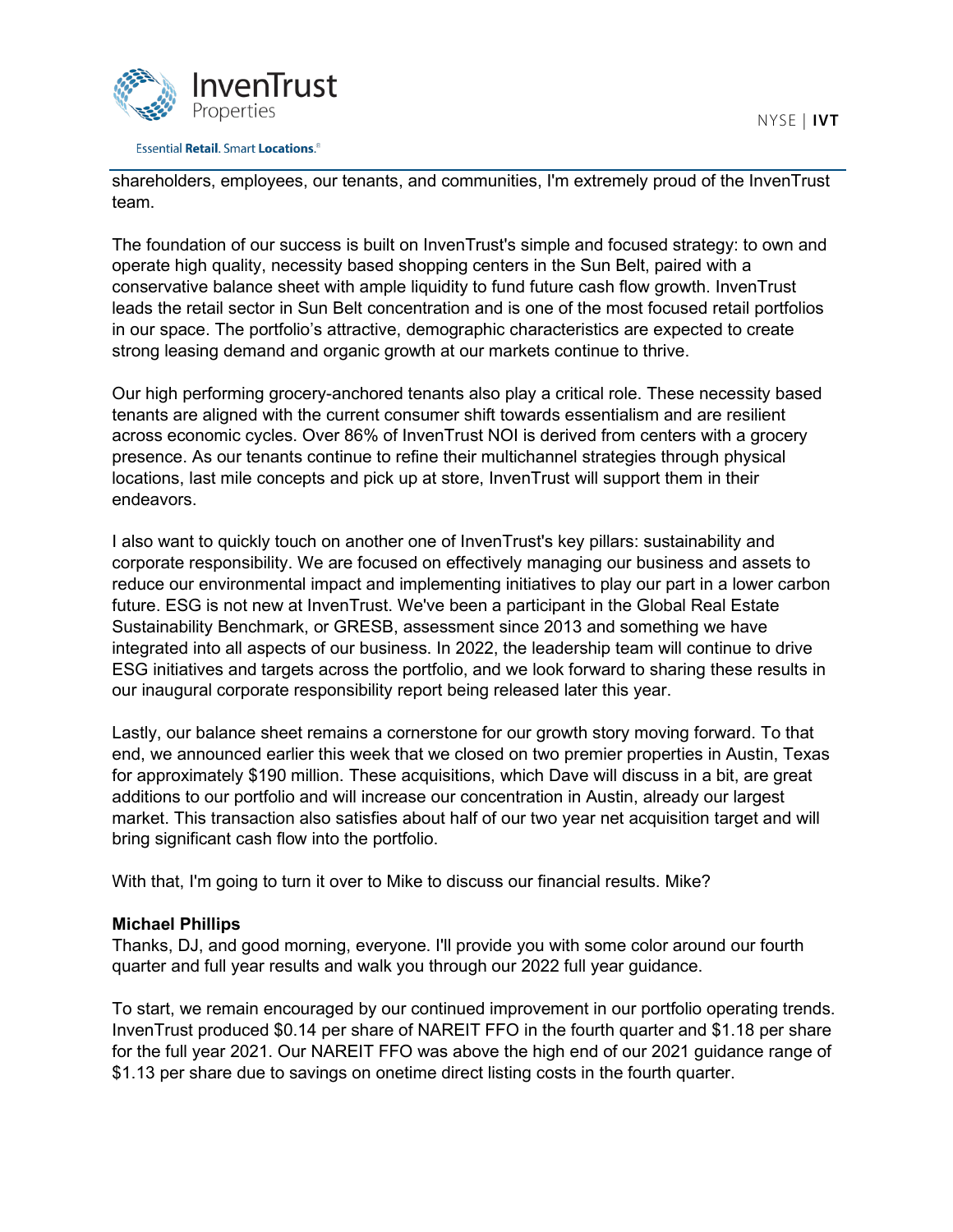shareholders, employees, our tenants, and communities, I'm extremely proud of the InvenTrust team.

The foundation of our success is built on InvenTrust's simple and focused strategy: to own and operate high quality, necessity based shopping centers in the Sun Belt, paired with a conservative balance sheet with ample liquidity to fund future cash flow growth. InvenTrust leads the retail sector in Sun Belt concentration and is one of the most focused retail portfolios in our space. The portfolio's attractive, demographic characteristics are expected to create strong leasing demand and organic growth at our markets continue to thrive.

Our high performing grocery-anchored tenants also play a critical role. These necessity based tenants are aligned with the current consumer shift towards essentialism and are resilient across economic cycles. Over 86% of InvenTrust NOI is derived from centers with a grocery presence. As our tenants continue to refine their multichannel strategies through physical locations, last mile concepts and pick up at store, InvenTrust will support them in their endeavors.

I also want to quickly touch on another one of InvenTrust's key pillars: sustainability and corporate responsibility. We are focused on effectively managing our business and assets to reduce our environmental impact and implementing initiatives to play our part in a lower carbon future. ESG is not new at InvenTrust. We've been a participant in the Global Real Estate Sustainability Benchmark, or GRESB, assessment since 2013 and something we have integrated into all aspects of our business. In 2022, the leadership team will continue to drive ESG initiatives and targets across the portfolio, and we look forward to sharing these results in our inaugural corporate responsibility report being released later this year.

Lastly, our balance sheet remains a cornerstone for our growth story moving forward. To that end, we announced earlier this week that we closed on two premier properties in Austin, Texas for approximately $190 million. These acquisitions, which Dave will discuss in a bit, are great additions to our portfolio and will increase our concentration in Austin, already our largest market. This transaction also satisfies about half of our two year net acquisition target and will bring significant cash flow into the portfolio.

With that, I'm going to turn it over to Mike to discuss our financial results. Mike?

**Michael Phillips**
Thanks, DJ, and good morning, everyone. I'll provide you with some color around our fourth quarter and full year results and walk you through our 2022 full year guidance.

To start, we remain encouraged by our continued improvement in our portfolio operating trends. InvenTrust produced $0.14 per share of NAREIT FFO in the fourth quarter and $1.18 per share for the full year 2021. Our NAREIT FFO was above the high end of our 2021 guidance range of $1.13 per share due to savings on onetime direct listing costs in the fourth quarter.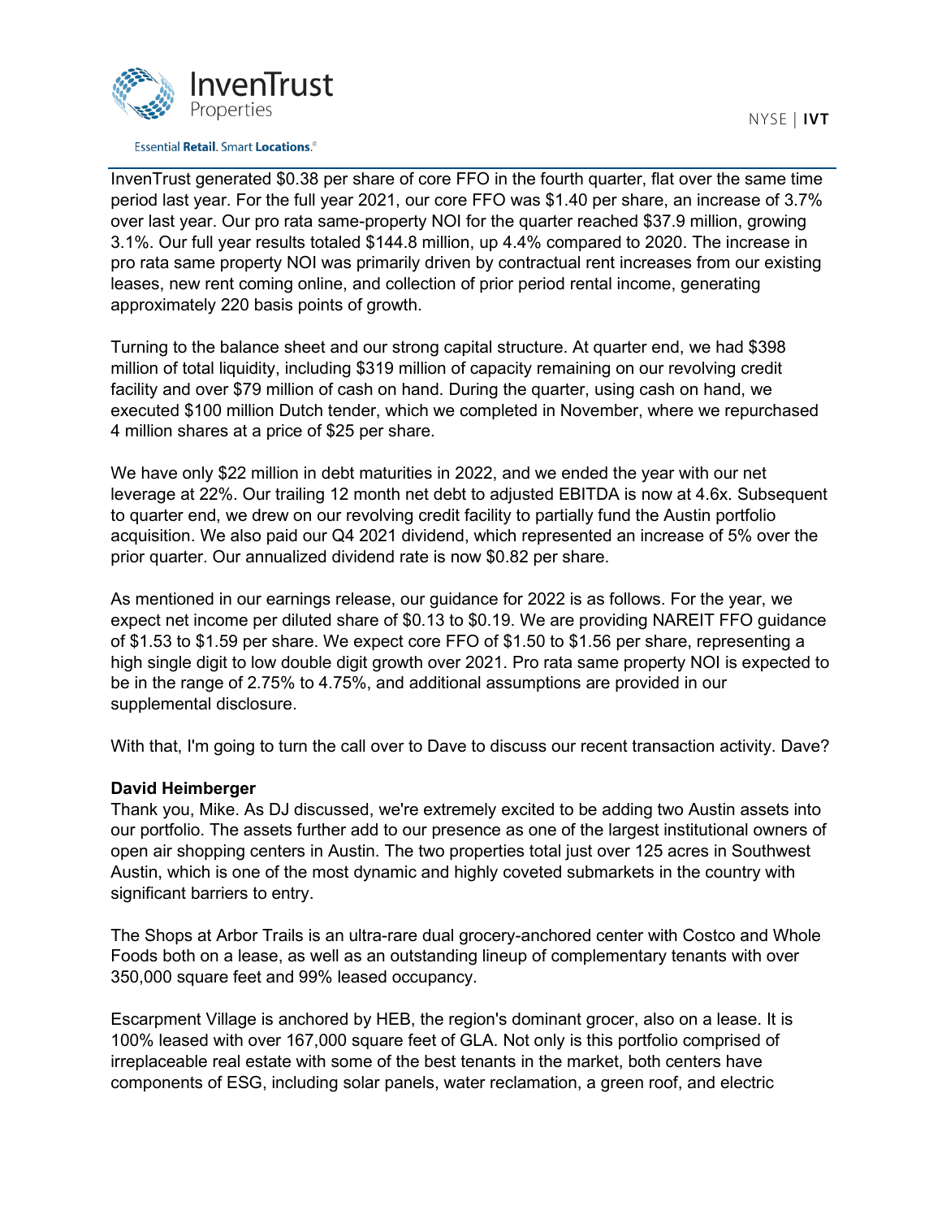InvenTrust generated $0.38 per share of core FFO in the fourth quarter, flat over the same time period last year. For the full year 2021, our core FFO was $1.40 per share, an increase of 3.7% over last year. Our pro rata same-property NOI for the quarter reached $37.9 million, growing 3.1%. Our full year results totaled $144.8 million, up 4.4% compared to 2020. The increase in pro rata same property NOI was primarily driven by contractual rent increases from our existing leases, new rent coming online, and collection of prior period rental income, generating approximately 220 basis points of growth.

Turning to the balance sheet and our strong capital structure. At quarter end, we had $398 million of total liquidity, including $319 million of capacity remaining on our revolving credit facility and over $79 million of cash on hand. During the quarter, using cash on hand, we executed $100 million Dutch tender, which we completed in November, where we repurchased 4 million shares at a price of $25 per share.

We have only $22 million in debt maturities in 2022, and we ended the year with our net leverage at 22%. Our trailing 12 month net debt to adjusted EBITDA is now at 4.6x. Subsequent to quarter end, we drew on our revolving credit facility to partially fund the Austin portfolio acquisition. We also paid our Q4 2021 dividend, which represented an increase of 5% over the prior quarter. Our annualized dividend rate is now $0.82 per share.

As mentioned in our earnings release, our guidance for 2022 is as follows. For the year, we expect net income per diluted share of $0.13 to $0.19. We are providing NAREIT FFO guidance of $1.53 to $1.59 per share. We expect core FFO of $1.50 to $1.56 per share, representing a high single digit to low double digit growth over 2021. Pro rata same property NOI is expected to be in the range of 2.75% to 4.75%, and additional assumptions are provided in our supplemental disclosure.

With that, I'm going to turn the call over to Dave to discuss our recent transaction activity. Dave?

**David Heimberger**
Thank you, Mike. As DJ discussed, we're extremely excited to be adding two Austin assets into our portfolio. The assets further add to our presence as one of the largest institutional owners of open air shopping centers in Austin. The two properties total just over 125 acres in Southwest Austin, which is one of the most dynamic and highly coveted submarkets in the country with significant barriers to entry.

The Shops at Arbor Trails is an ultra-rare dual grocery-anchored center with Costco and Whole Foods both on a lease, as well as an outstanding lineup of complementary tenants with over 350,000 square feet and 99% leased occupancy.

Escarpment Village is anchored by HEB, the region's dominant grocer, also on a lease. It is 100% leased with over 167,000 square feet of GLA. Not only is this portfolio comprised of irreplaceable real estate with some of the best tenants in the market, both centers have components of ESG, including solar panels, water reclamation, a green roof, and electric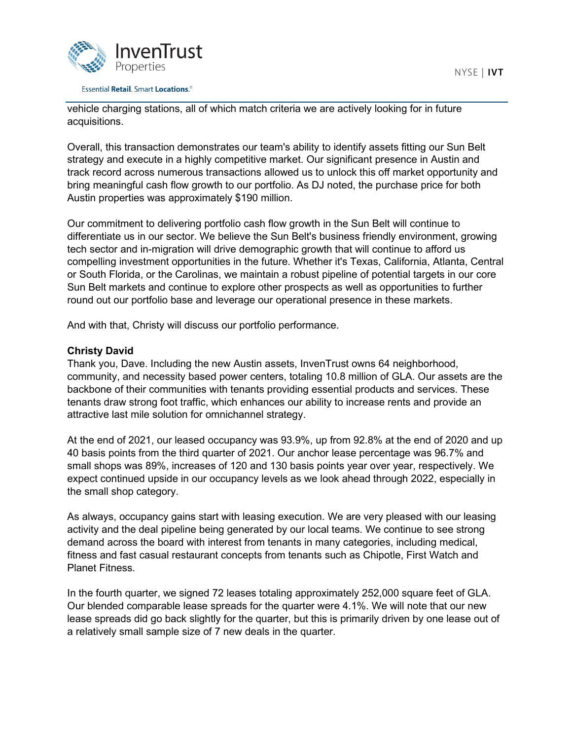vehicle charging stations, all of which match criteria we are actively looking for in future acquisitions.

Overall, this transaction demonstrates our team's ability to identify assets fitting our Sun Belt strategy and execute in a highly competitive market. Our significant presence in Austin and track record across numerous transactions allowed us to unlock this off market opportunity and bring meaningful cash flow growth to our portfolio. As DJ noted, the purchase price for both Austin properties was approximately $190 million.

Our commitment to delivering portfolio cash flow growth in the Sun Belt will continue to differentiate us in our sector. We believe the Sun Belt's business friendly environment, growing tech sector and in-migration will drive demographic growth that will continue to afford us compelling investment opportunities in the future. Whether it's Texas, California, Atlanta, Central or South Florida, or the Carolinas, we maintain a robust pipeline of potential targets in our core Sun Belt markets and continue to explore other prospects as well as opportunities to further round out our portfolio base and leverage our operational presence in these markets.

And with that, Christy will discuss our portfolio performance.

**Christy David**

Thank you, Dave. Including the new Austin assets, InvenTrust owns 64 neighborhood, community, and necessity based power centers, totaling 10.8 million of GLA. Our assets are the backbone of their communities with tenants providing essential products and services. These tenants draw strong foot traffic, which enhances our ability to increase rents and provide an attractive last mile solution for omnichannel strategy.

At the end of 2021, our leased occupancy was 93.9%, up from 92.8% at the end of 2020 and up 40 basis points from the third quarter of 2021. Our anchor lease percentage was 96.7% and small shops was 89%, increases of 120 and 130 basis points year over year, respectively. We expect continued upside in our occupancy levels as we look ahead through 2022, especially in the small shop category.

As always, occupancy gains start with leasing execution. We are very pleased with our leasing activity and the deal pipeline being generated by our local teams. We continue to see strong demand across the board with interest from tenants in many categories, including medical, fitness and fast casual restaurant concepts from tenants such as Chipotle, First Watch and Planet Fitness.

In the fourth quarter, we signed 72 leases totaling approximately 252,000 square feet of GLA. Our blended comparable lease spreads for the quarter were 4.1%. We will note that our new lease spreads did go back slightly for the quarter, but this is primarily driven by one lease out of a relatively small sample size of 7 new deals in the quarter.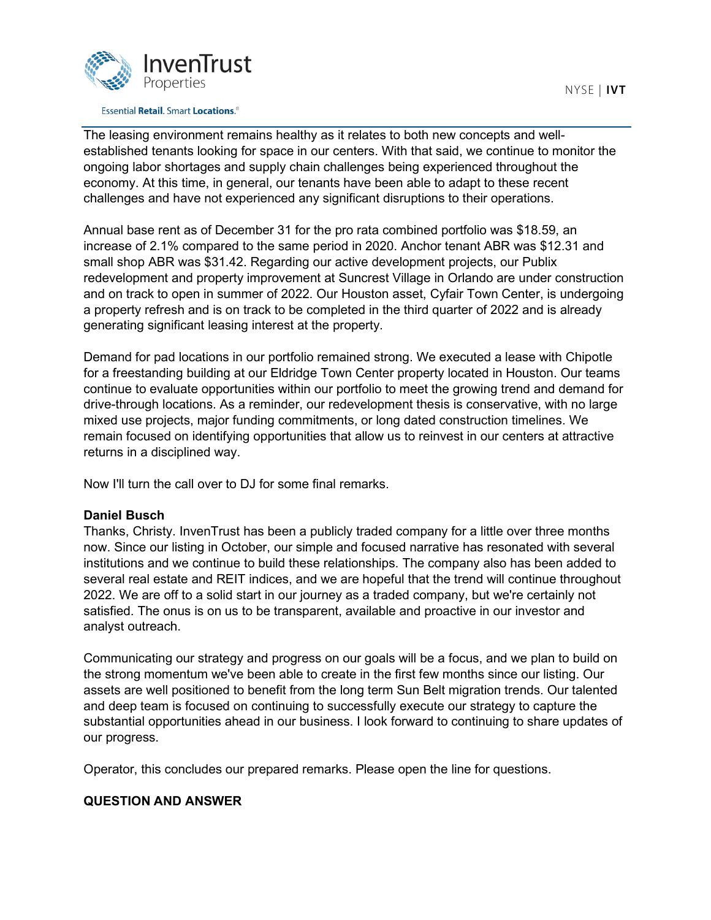The leasing environment remains healthy as it relates to both new concepts and well-established tenants looking for space in our centers. With that said, we continue to monitor the ongoing labor shortages and supply chain challenges being experienced throughout the economy. At this time, in general, our tenants have been able to adapt to these recent challenges and have not experienced any significant disruptions to their operations.

Annual base rent as of December 31 for the pro rata combined portfolio was $18.59, an increase of 2.1% compared to the same period in 2020. Anchor tenant ABR was $12.31 and small shop ABR was $31.42. Regarding our active development projects, our Publix redevelopment and property improvement at Suncrest Village in Orlando are under construction and on track to open in summer of 2022. Our Houston asset, Cyfair Town Center, is undergoing a property refresh and is on track to be completed in the third quarter of 2022 and is already generating significant leasing interest at the property.

Demand for pad locations in our portfolio remained strong. We executed a lease with Chipotle for a freestanding building at our Eldridge Town Center property located in Houston. Our teams continue to evaluate opportunities within our portfolio to meet the growing trend and demand for drive-through locations. As a reminder, our redevelopment thesis is conservative, with no large mixed use projects, major funding commitments, or long dated construction timelines. We remain focused on identifying opportunities that allow us to reinvest in our centers at attractive returns in a disciplined way.

Now I'll turn the call over to DJ for some final remarks.

**Daniel Busch**
Thanks, Christy. InvenTrust has been a publicly traded company for a little over three months now. Since our listing in October, our simple and focused narrative has resonated with several institutions and we continue to build these relationships. The company also has been added to several real estate and REIT indices, and we are hopeful that the trend will continue throughout 2022. We are off to a solid start in our journey as a traded company, but we're certainly not satisfied. The onus is on us to be transparent, available and proactive in our investor and analyst outreach.

Communicating our strategy and progress on our goals will be a focus, and we plan to build on the strong momentum we've been able to create in the first few months since our listing. Our assets are well positioned to benefit from the long term Sun Belt migration trends. Our talented and deep team is focused on continuing to successfully execute our strategy to capture the substantial opportunities ahead in our business. I look forward to continuing to share updates of our progress.

Operator, this concludes our prepared remarks. Please open the line for questions.

**QUESTION AND ANSWER**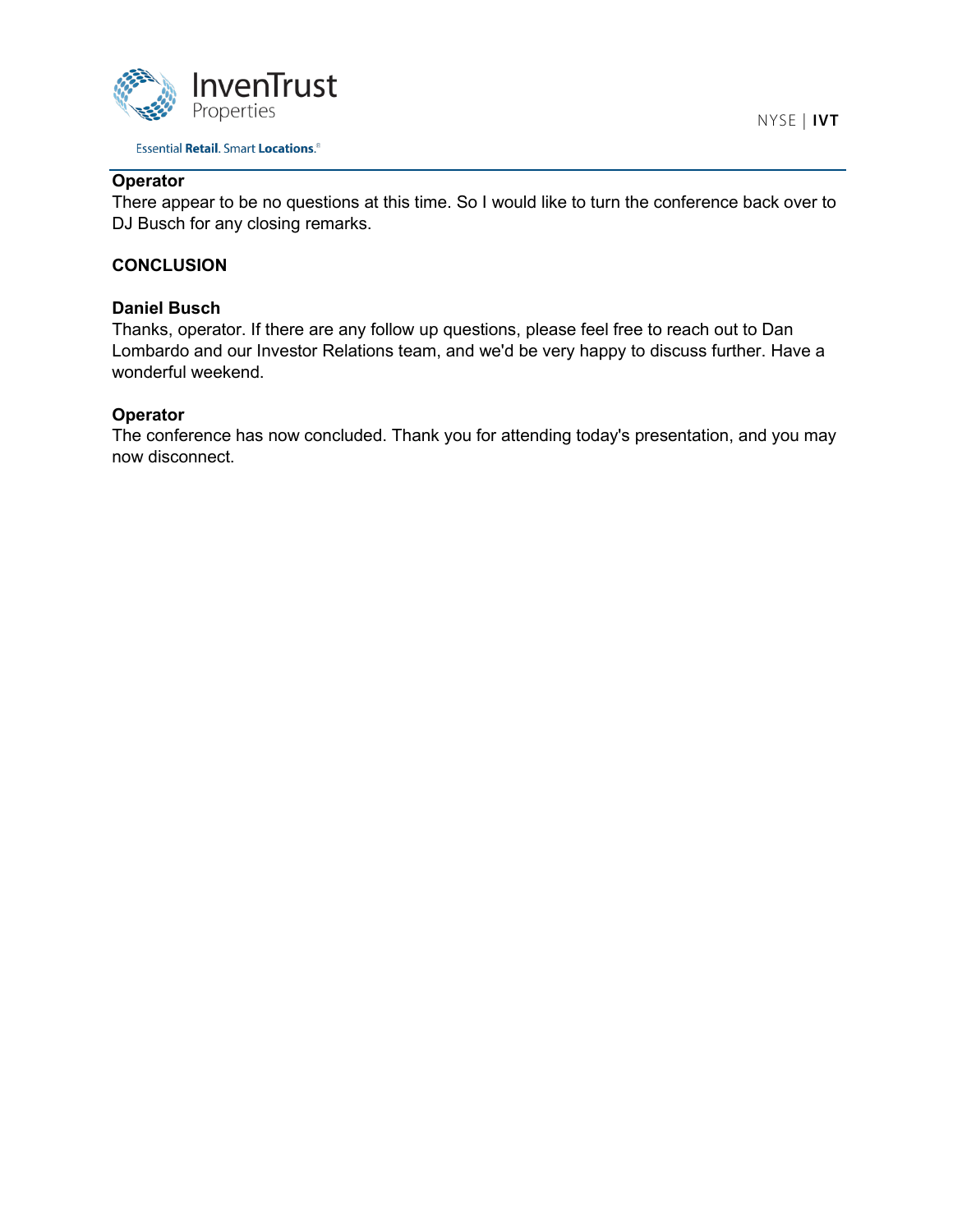**Operator**
There appear to be no questions at this time. So I would like to turn the conference back over to DJ Busch for any closing remarks.

## CONCLUSION

**Daniel Busch**
Thanks, operator. If there are any follow up questions, please feel free to reach out to Dan Lombardo and our Investor Relations team, and we'd be very happy to discuss further. Have a wonderful weekend.

**Operator**
The conference has now concluded. Thank you for attending today's presentation, and you may now disconnect.